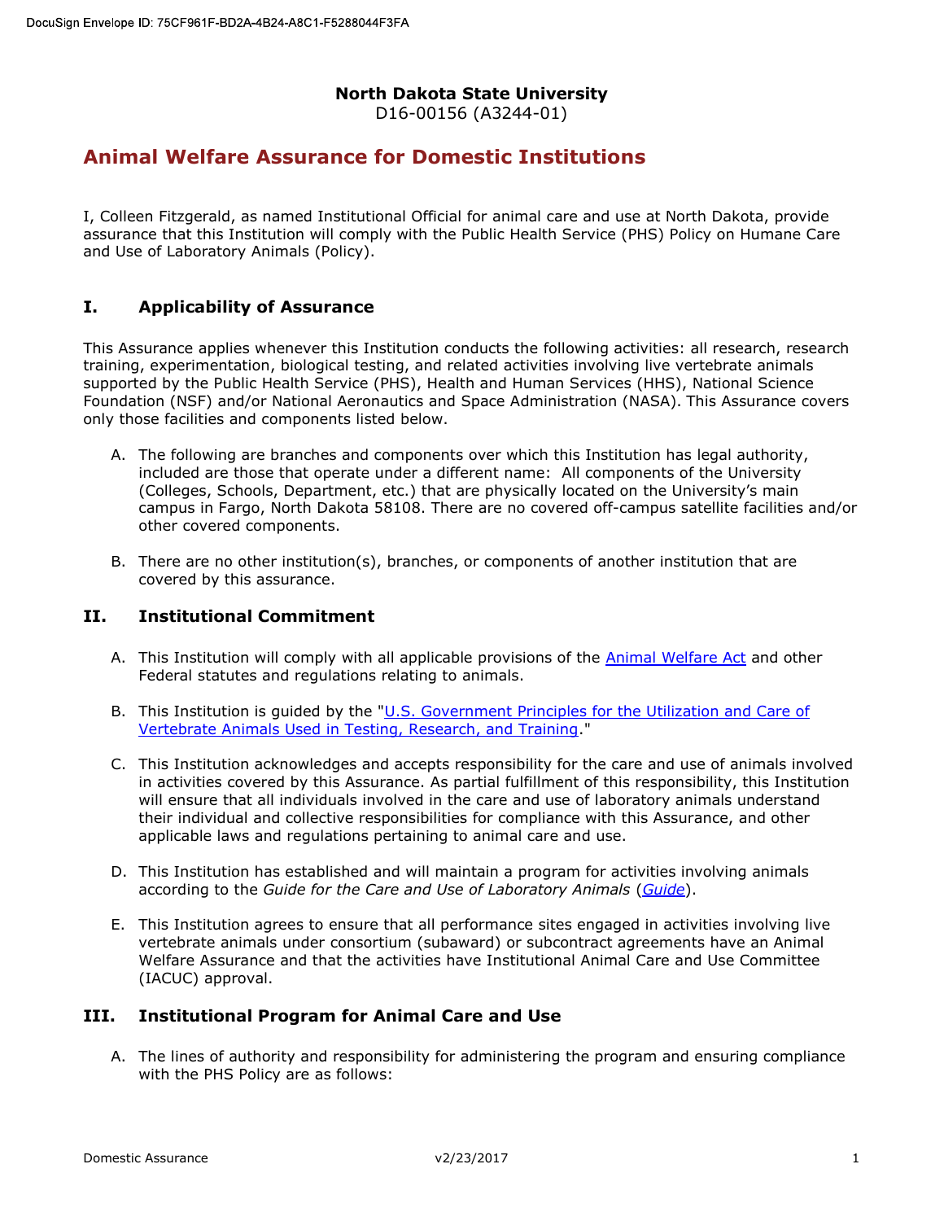DocuSign Envelope ID: 75CF961F-BD2A-4B24-A8C1-F5288044F3FA

**North Dakota State University**
D16-00156 (A3244-01)

# Animal Welfare Assurance for Domestic Institutions

I, Colleen Fitzgerald, as named Institutional Official for animal care and use at North Dakota, provide assurance that this Institution will comply with the Public Health Service (PHS) Policy on Humane Care and Use of Laboratory Animals (Policy).

## I. Applicability of Assurance

This Assurance applies whenever this Institution conducts the following activities: all research, research training, experimentation, biological testing, and related activities involving live vertebrate animals supported by the Public Health Service (PHS), Health and Human Services (HHS), National Science Foundation (NSF) and/or National Aeronautics and Space Administration (NASA). This Assurance covers only those facilities and components listed below.

A. The following are branches and components over which this Institution has legal authority, included are those that operate under a different name: All components of the University (Colleges, Schools, Department, etc.) that are physically located on the University's main campus in Fargo, North Dakota 58108. There are no covered off-campus satellite facilities and/or other covered components.

B. There are no other institution(s), branches, or components of another institution that are covered by this assurance.

## II. Institutional Commitment

A. This Institution will comply with all applicable provisions of the Animal Welfare Act and other Federal statutes and regulations relating to animals.

B. This Institution is guided by the "U.S. Government Principles for the Utilization and Care of Vertebrate Animals Used in Testing, Research, and Training."

C. This Institution acknowledges and accepts responsibility for the care and use of animals involved in activities covered by this Assurance. As partial fulfillment of this responsibility, this Institution will ensure that all individuals involved in the care and use of laboratory animals understand their individual and collective responsibilities for compliance with this Assurance, and other applicable laws and regulations pertaining to animal care and use.

D. This Institution has established and will maintain a program for activities involving animals according to the *Guide for the Care and Use of Laboratory Animals* (*Guide*).

E. This Institution agrees to ensure that all performance sites engaged in activities involving live vertebrate animals under consortium (subaward) or subcontract agreements have an Animal Welfare Assurance and that the activities have Institutional Animal Care and Use Committee (IACUC) approval.

## III. Institutional Program for Animal Care and Use

A. The lines of authority and responsibility for administering the program and ensuring compliance with the PHS Policy are as follows: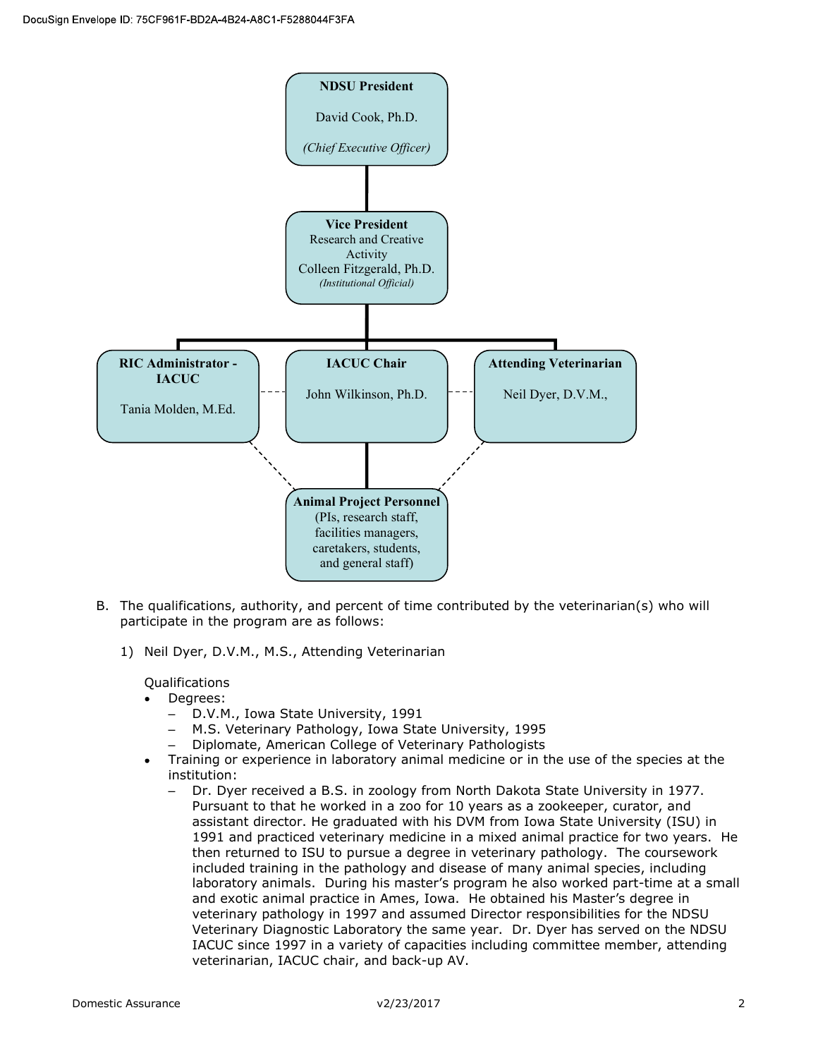DocuSign Envelope ID: 75CF961F-BD2A-4B24-A8C1-F5288044F3FA

**NDSU President**

David Cook, Ph.D.

*(Chief Executive Officer)*

**Vice President**
Research and Creative Activity
Colleen Fitzgerald, Ph.D.
*(Institutional Official)*

**RIC Administrator - IACUC**

Tania Molden, M.Ed.

**IACUC Chair**

John Wilkinson, Ph.D.

**Attending Veterinarian**

Neil Dyer, D.V.M.,

**Animal Project Personnel**
(PIs, research staff, facilities managers, caretakers, students, and general staff)

B. The qualifications, authority, and percent of time contributed by the veterinarian(s) who will participate in the program are as follows:

1) Neil Dyer, D.V.M., M.S., Attending Veterinarian

Qualifications

- Degrees:
  - D.V.M., Iowa State University, 1991
  - M.S. Veterinary Pathology, Iowa State University, 1995
  - Diplomate, American College of Veterinary Pathologists
- Training or experience in laboratory animal medicine or in the use of the species at the institution:
  - Dr. Dyer received a B.S. in zoology from North Dakota State University in 1977. Pursuant to that he worked in a zoo for 10 years as a zookeeper, curator, and assistant director. He graduated with his DVM from Iowa State University (ISU) in 1991 and practiced veterinary medicine in a mixed animal practice for two years. He then returned to ISU to pursue a degree in veterinary pathology. The coursework included training in the pathology and disease of many animal species, including laboratory animals. During his master's program he also worked part-time at a small and exotic animal practice in Ames, Iowa. He obtained his Master's degree in veterinary pathology in 1997 and assumed Director responsibilities for the NDSU Veterinary Diagnostic Laboratory the same year. Dr. Dyer has served on the NDSU IACUC since 1997 in a variety of capacities including committee member, attending veterinarian, IACUC chair, and back-up AV.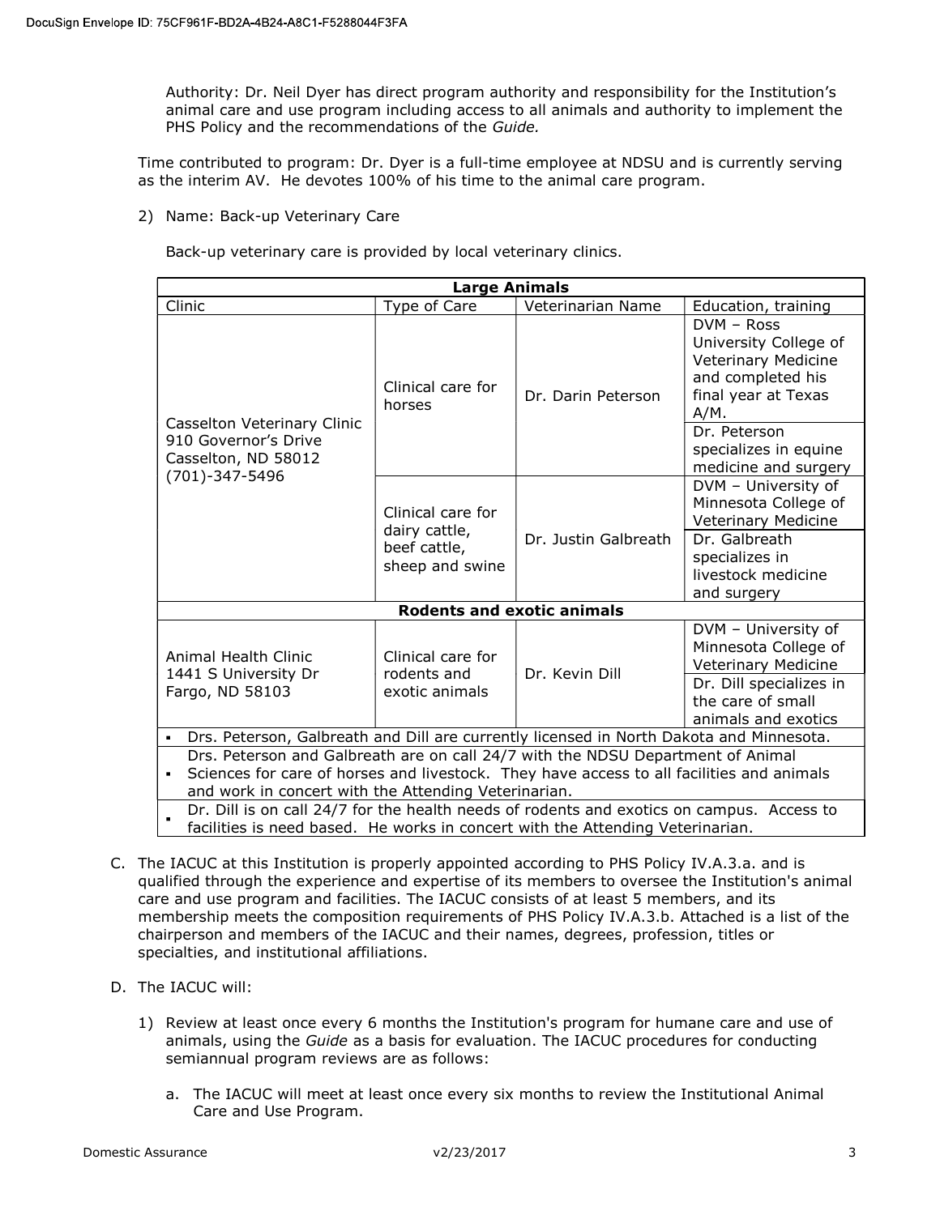Authority: Dr. Neil Dyer has direct program authority and responsibility for the Institution's animal care and use program including access to all animals and authority to implement the PHS Policy and the recommendations of the *Guide.*

Time contributed to program: Dr. Dyer is a full-time employee at NDSU and is currently serving as the interim AV. He devotes 100% of his time to the animal care program.

2) Name: Back-up Veterinary Care

Back-up veterinary care is provided by local veterinary clinics.

| **Large Animals** | | | |
|---|---|---|---|
| Clinic | Type of Care | Veterinarian Name | Education, training |
| Casselton Veterinary Clinic 910 Governor's Drive Casselton, ND 58012 (701)-347-5496 | Clinical care for horses | Dr. Darin Peterson | DVM – Ross University College of Veterinary Medicine and completed his final year at Texas A/M. |
| | | | Dr. Peterson specializes in equine medicine and surgery |
| | Clinical care for dairy cattle, beef cattle, sheep and swine | Dr. Justin Galbreath | DVM – University of Minnesota College of Veterinary Medicine |
| | | | Dr. Galbreath specializes in livestock medicine and surgery |
| **Rodents and exotic animals** | | | |
| Animal Health Clinic 1441 S University Dr Fargo, ND 58103 | Clinical care for rodents and exotic animals | Dr. Kevin Dill | DVM – University of Minnesota College of Veterinary Medicine |
| | | | Dr. Dill specializes in the care of small animals and exotics |
| ▪ Drs. Peterson, Galbreath and Dill are currently licensed in North Dakota and Minnesota. | | | |
| ▪ Drs. Peterson and Galbreath are on call 24/7 with the NDSU Department of Animal Sciences for care of horses and livestock. They have access to all facilities and animals and work in concert with the Attending Veterinarian. | | | |
| ▪ Dr. Dill is on call 24/7 for the health needs of rodents and exotics on campus. Access to facilities is need based. He works in concert with the Attending Veterinarian. | | | |

C. The IACUC at this Institution is properly appointed according to PHS Policy IV.A.3.a. and is qualified through the experience and expertise of its members to oversee the Institution's animal care and use program and facilities. The IACUC consists of at least 5 members, and its membership meets the composition requirements of PHS Policy IV.A.3.b. Attached is a list of the chairperson and members of the IACUC and their names, degrees, profession, titles or specialties, and institutional affiliations.

D. The IACUC will:

1) Review at least once every 6 months the Institution's program for humane care and use of animals, using the *Guide* as a basis for evaluation. The IACUC procedures for conducting semiannual program reviews are as follows:

   a. The IACUC will meet at least once every six months to review the Institutional Animal Care and Use Program.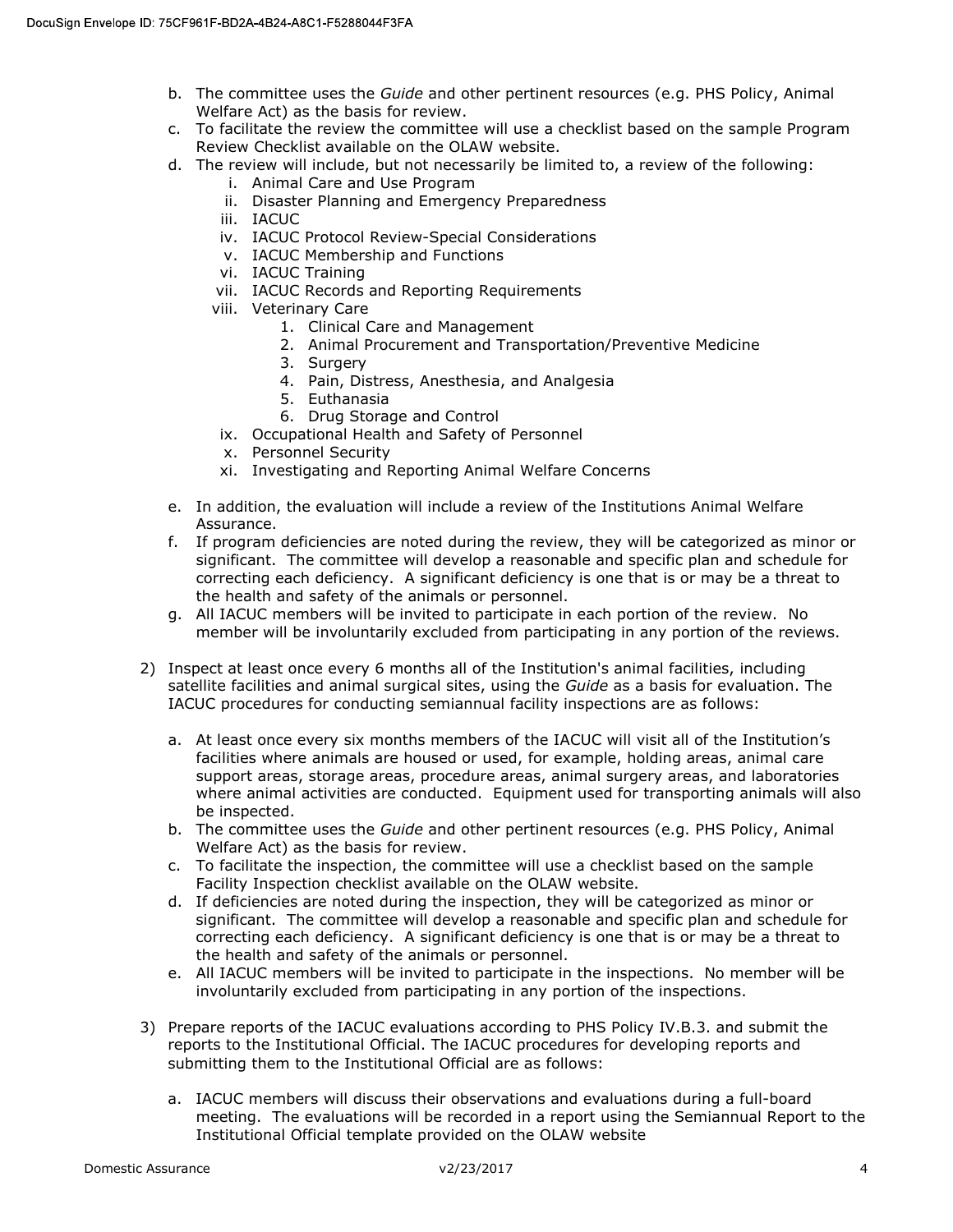b. The committee uses the *Guide* and other pertinent resources (e.g. PHS Policy, Animal Welfare Act) as the basis for review.
c. To facilitate the review the committee will use a checklist based on the sample Program Review Checklist available on the OLAW website.
d. The review will include, but not necessarily be limited to, a review of the following:
    i. Animal Care and Use Program
    ii. Disaster Planning and Emergency Preparedness
    iii. IACUC
    iv. IACUC Protocol Review-Special Considerations
    v. IACUC Membership and Functions
    vi. IACUC Training
    vii. IACUC Records and Reporting Requirements
    viii. Veterinary Care
        1. Clinical Care and Management
        2. Animal Procurement and Transportation/Preventive Medicine
        3. Surgery
        4. Pain, Distress, Anesthesia, and Analgesia
        5. Euthanasia
        6. Drug Storage and Control
    ix. Occupational Health and Safety of Personnel
    x. Personnel Security
    xi. Investigating and Reporting Animal Welfare Concerns
e. In addition, the evaluation will include a review of the Institutions Animal Welfare Assurance.
f. If program deficiencies are noted during the review, they will be categorized as minor or significant. The committee will develop a reasonable and specific plan and schedule for correcting each deficiency. A significant deficiency is one that is or may be a threat to the health and safety of the animals or personnel.
g. All IACUC members will be invited to participate in each portion of the review. No member will be involuntarily excluded from participating in any portion of the reviews.

2) Inspect at least once every 6 months all of the Institution's animal facilities, including satellite facilities and animal surgical sites, using the *Guide* as a basis for evaluation. The IACUC procedures for conducting semiannual facility inspections are as follows:

    a. At least once every six months members of the IACUC will visit all of the Institution's facilities where animals are housed or used, for example, holding areas, animal care support areas, storage areas, procedure areas, animal surgery areas, and laboratories where animal activities are conducted. Equipment used for transporting animals will also be inspected.
    b. The committee uses the *Guide* and other pertinent resources (e.g. PHS Policy, Animal Welfare Act) as the basis for review.
    c. To facilitate the inspection, the committee will use a checklist based on the sample Facility Inspection checklist available on the OLAW website.
    d. If deficiencies are noted during the inspection, they will be categorized as minor or significant. The committee will develop a reasonable and specific plan and schedule for correcting each deficiency. A significant deficiency is one that is or may be a threat to the health and safety of the animals or personnel.
    e. All IACUC members will be invited to participate in the inspections. No member will be involuntarily excluded from participating in any portion of the inspections.

3) Prepare reports of the IACUC evaluations according to PHS Policy IV.B.3. and submit the reports to the Institutional Official. The IACUC procedures for developing reports and submitting them to the Institutional Official are as follows:

    a. IACUC members will discuss their observations and evaluations during a full-board meeting. The evaluations will be recorded in a report using the Semiannual Report to the Institutional Official template provided on the OLAW website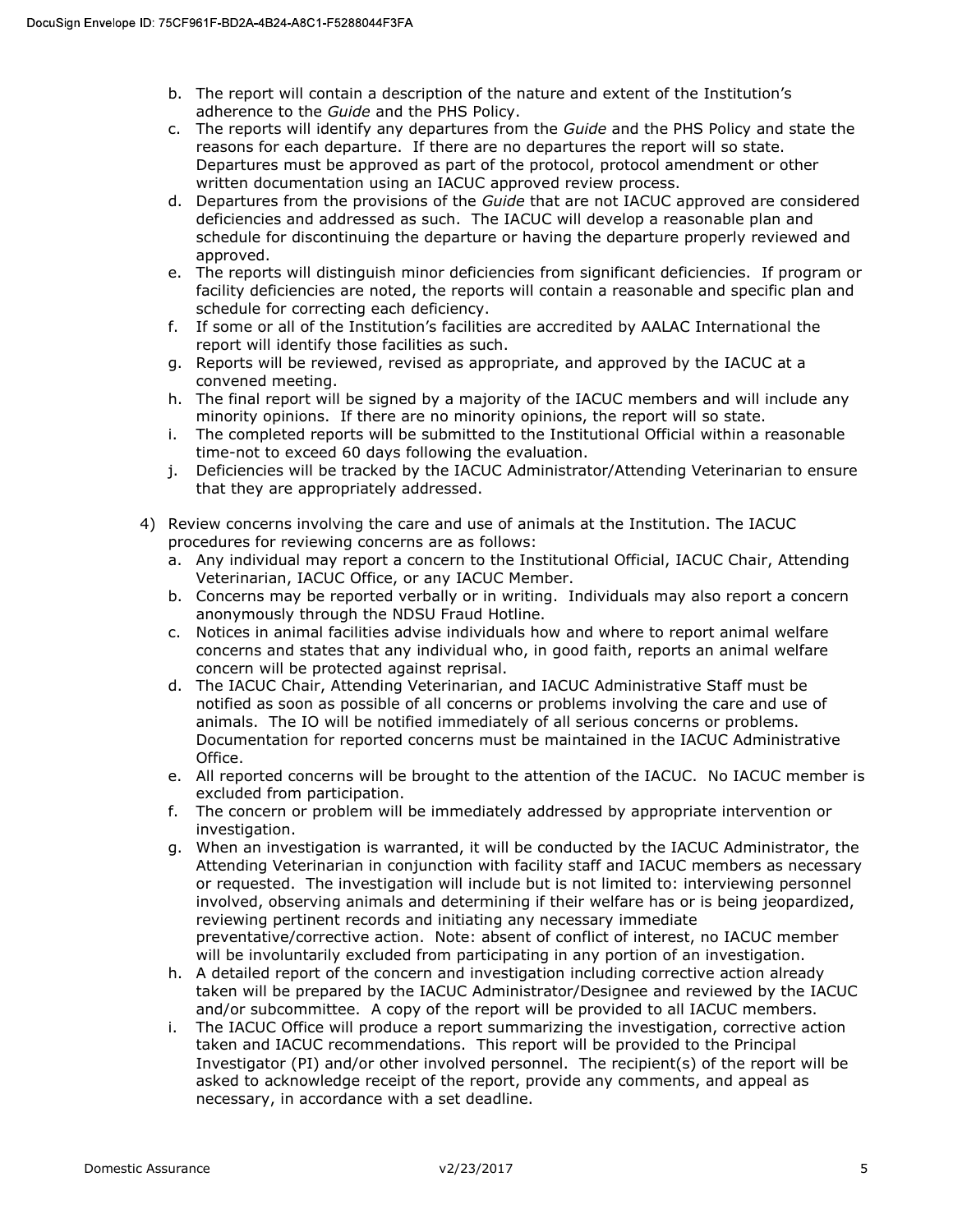b. The report will contain a description of the nature and extent of the Institution's adherence to the *Guide* and the PHS Policy.
c. The reports will identify any departures from the *Guide* and the PHS Policy and state the reasons for each departure. If there are no departures the report will so state. Departures must be approved as part of the protocol, protocol amendment or other written documentation using an IACUC approved review process.
d. Departures from the provisions of the *Guide* that are not IACUC approved are considered deficiencies and addressed as such. The IACUC will develop a reasonable plan and schedule for discontinuing the departure or having the departure properly reviewed and approved.
e. The reports will distinguish minor deficiencies from significant deficiencies. If program or facility deficiencies are noted, the reports will contain a reasonable and specific plan and schedule for correcting each deficiency.
f. If some or all of the Institution's facilities are accredited by AALAC International the report will identify those facilities as such.
g. Reports will be reviewed, revised as appropriate, and approved by the IACUC at a convened meeting.
h. The final report will be signed by a majority of the IACUC members and will include any minority opinions. If there are no minority opinions, the report will so state.
i. The completed reports will be submitted to the Institutional Official within a reasonable time-not to exceed 60 days following the evaluation.
j. Deficiencies will be tracked by the IACUC Administrator/Attending Veterinarian to ensure that they are appropriately addressed.

4) Review concerns involving the care and use of animals at the Institution. The IACUC procedures for reviewing concerns are as follows:
   a. Any individual may report a concern to the Institutional Official, IACUC Chair, Attending Veterinarian, IACUC Office, or any IACUC Member.
   b. Concerns may be reported verbally or in writing. Individuals may also report a concern anonymously through the NDSU Fraud Hotline.
   c. Notices in animal facilities advise individuals how and where to report animal welfare concerns and states that any individual who, in good faith, reports an animal welfare concern will be protected against reprisal.
   d. The IACUC Chair, Attending Veterinarian, and IACUC Administrative Staff must be notified as soon as possible of all concerns or problems involving the care and use of animals. The IO will be notified immediately of all serious concerns or problems. Documentation for reported concerns must be maintained in the IACUC Administrative Office.
   e. All reported concerns will be brought to the attention of the IACUC. No IACUC member is excluded from participation.
   f. The concern or problem will be immediately addressed by appropriate intervention or investigation.
   g. When an investigation is warranted, it will be conducted by the IACUC Administrator, the Attending Veterinarian in conjunction with facility staff and IACUC members as necessary or requested. The investigation will include but is not limited to: interviewing personnel involved, observing animals and determining if their welfare has or is being jeopardized, reviewing pertinent records and initiating any necessary immediate preventative/corrective action. Note: absent of conflict of interest, no IACUC member will be involuntarily excluded from participating in any portion of an investigation.
   h. A detailed report of the concern and investigation including corrective action already taken will be prepared by the IACUC Administrator/Designee and reviewed by the IACUC and/or subcommittee. A copy of the report will be provided to all IACUC members.
   i. The IACUC Office will produce a report summarizing the investigation, corrective action taken and IACUC recommendations. This report will be provided to the Principal Investigator (PI) and/or other involved personnel. The recipient(s) of the report will be asked to acknowledge receipt of the report, provide any comments, and appeal as necessary, in accordance with a set deadline.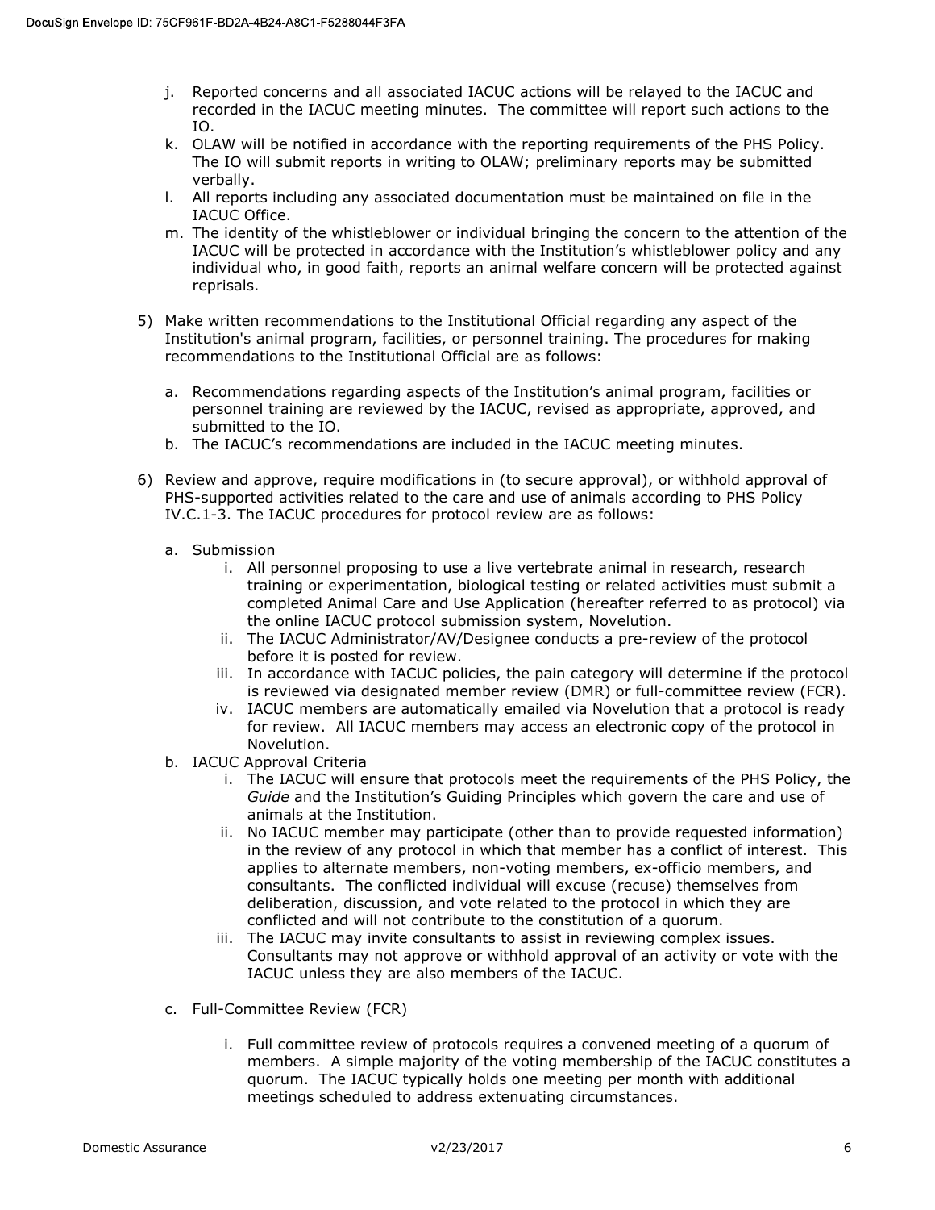j. Reported concerns and all associated IACUC actions will be relayed to the IACUC and recorded in the IACUC meeting minutes. The committee will report such actions to the IO.
k. OLAW will be notified in accordance with the reporting requirements of the PHS Policy. The IO will submit reports in writing to OLAW; preliminary reports may be submitted verbally.
l. All reports including any associated documentation must be maintained on file in the IACUC Office.
m. The identity of the whistleblower or individual bringing the concern to the attention of the IACUC will be protected in accordance with the Institution's whistleblower policy and any individual who, in good faith, reports an animal welfare concern will be protected against reprisals.

5) Make written recommendations to the Institutional Official regarding any aspect of the Institution's animal program, facilities, or personnel training. The procedures for making recommendations to the Institutional Official are as follows:

   a. Recommendations regarding aspects of the Institution's animal program, facilities or personnel training are reviewed by the IACUC, revised as appropriate, approved, and submitted to the IO.
   b. The IACUC's recommendations are included in the IACUC meeting minutes.

6) Review and approve, require modifications in (to secure approval), or withhold approval of PHS-supported activities related to the care and use of animals according to PHS Policy IV.C.1-3. The IACUC procedures for protocol review are as follows:

   a. Submission
      i. All personnel proposing to use a live vertebrate animal in research, research training or experimentation, biological testing or related activities must submit a completed Animal Care and Use Application (hereafter referred to as protocol) via the online IACUC protocol submission system, Novelution.
      ii. The IACUC Administrator/AV/Designee conducts a pre-review of the protocol before it is posted for review.
      iii. In accordance with IACUC policies, the pain category will determine if the protocol is reviewed via designated member review (DMR) or full-committee review (FCR).
      iv. IACUC members are automatically emailed via Novelution that a protocol is ready for review. All IACUC members may access an electronic copy of the protocol in Novelution.
   b. IACUC Approval Criteria
      i. The IACUC will ensure that protocols meet the requirements of the PHS Policy, the *Guide* and the Institution's Guiding Principles which govern the care and use of animals at the Institution.
      ii. No IACUC member may participate (other than to provide requested information) in the review of any protocol in which that member has a conflict of interest. This applies to alternate members, non-voting members, ex-officio members, and consultants. The conflicted individual will excuse (recuse) themselves from deliberation, discussion, and vote related to the protocol in which they are conflicted and will not contribute to the constitution of a quorum.
      iii. The IACUC may invite consultants to assist in reviewing complex issues. Consultants may not approve or withhold approval of an activity or vote with the IACUC unless they are also members of the IACUC.

   c. Full-Committee Review (FCR)

      i. Full committee review of protocols requires a convened meeting of a quorum of members. A simple majority of the voting membership of the IACUC constitutes a quorum. The IACUC typically holds one meeting per month with additional meetings scheduled to address extenuating circumstances.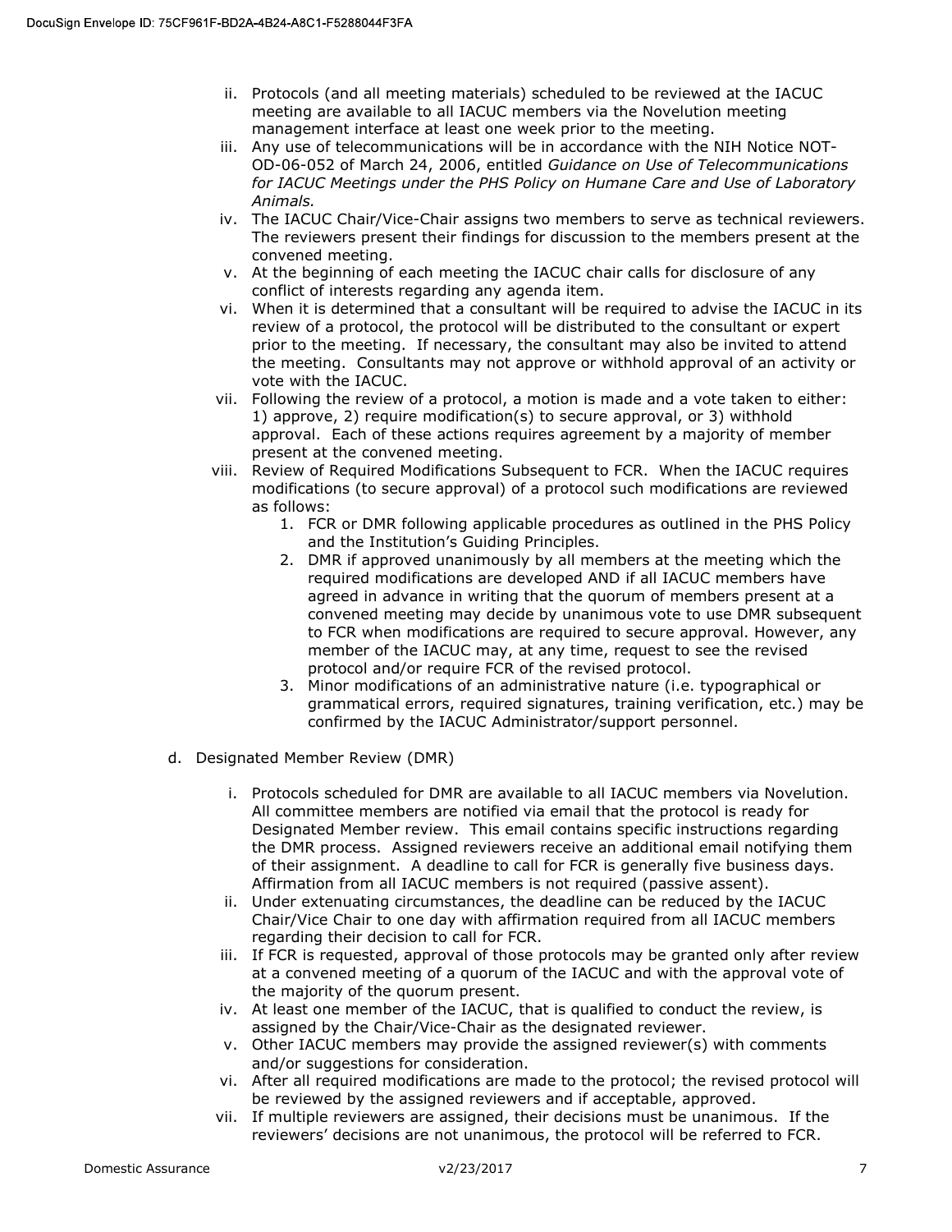ii. Protocols (and all meeting materials) scheduled to be reviewed at the IACUC meeting are available to all IACUC members via the Novelution meeting management interface at least one week prior to the meeting.

iii. Any use of telecommunications will be in accordance with the NIH Notice NOT-OD-06-052 of March 24, 2006, entitled *Guidance on Use of Telecommunications for IACUC Meetings under the PHS Policy on Humane Care and Use of Laboratory Animals.*

iv. The IACUC Chair/Vice-Chair assigns two members to serve as technical reviewers. The reviewers present their findings for discussion to the members present at the convened meeting.

v. At the beginning of each meeting the IACUC chair calls for disclosure of any conflict of interests regarding any agenda item.

vi. When it is determined that a consultant will be required to advise the IACUC in its review of a protocol, the protocol will be distributed to the consultant or expert prior to the meeting. If necessary, the consultant may also be invited to attend the meeting. Consultants may not approve or withhold approval of an activity or vote with the IACUC.

vii. Following the review of a protocol, a motion is made and a vote taken to either: 1) approve, 2) require modification(s) to secure approval, or 3) withhold approval. Each of these actions requires agreement by a majority of member present at the convened meeting.

viii. Review of Required Modifications Subsequent to FCR. When the IACUC requires modifications (to secure approval) of a protocol such modifications are reviewed as follows:

1. FCR or DMR following applicable procedures as outlined in the PHS Policy and the Institution's Guiding Principles.
2. DMR if approved unanimously by all members at the meeting which the required modifications are developed AND if all IACUC members have agreed in advance in writing that the quorum of members present at a convened meeting may decide by unanimous vote to use DMR subsequent to FCR when modifications are required to secure approval. However, any member of the IACUC may, at any time, request to see the revised protocol and/or require FCR of the revised protocol.
3. Minor modifications of an administrative nature (i.e. typographical or grammatical errors, required signatures, training verification, etc.) may be confirmed by the IACUC Administrator/support personnel.

d. Designated Member Review (DMR)

i. Protocols scheduled for DMR are available to all IACUC members via Novelution. All committee members are notified via email that the protocol is ready for Designated Member review. This email contains specific instructions regarding the DMR process. Assigned reviewers receive an additional email notifying them of their assignment. A deadline to call for FCR is generally five business days. Affirmation from all IACUC members is not required (passive assent).

ii. Under extenuating circumstances, the deadline can be reduced by the IACUC Chair/Vice Chair to one day with affirmation required from all IACUC members regarding their decision to call for FCR.

iii. If FCR is requested, approval of those protocols may be granted only after review at a convened meeting of a quorum of the IACUC and with the approval vote of the majority of the quorum present.

iv. At least one member of the IACUC, that is qualified to conduct the review, is assigned by the Chair/Vice-Chair as the designated reviewer.

v. Other IACUC members may provide the assigned reviewer(s) with comments and/or suggestions for consideration.

vi. After all required modifications are made to the protocol; the revised protocol will be reviewed by the assigned reviewers and if acceptable, approved.

vii. If multiple reviewers are assigned, their decisions must be unanimous. If the reviewers' decisions are not unanimous, the protocol will be referred to FCR.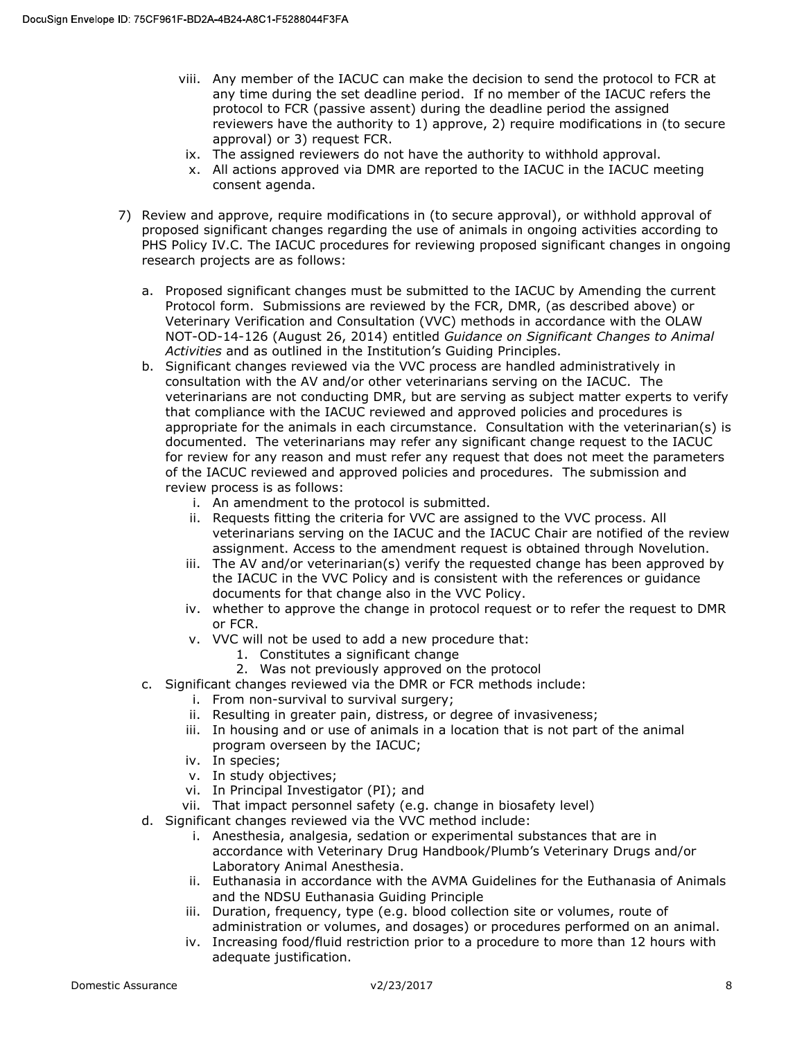viii. Any member of the IACUC can make the decision to send the protocol to FCR at any time during the set deadline period. If no member of the IACUC refers the protocol to FCR (passive assent) during the deadline period the assigned reviewers have the authority to 1) approve, 2) require modifications in (to secure approval) or 3) request FCR.

ix. The assigned reviewers do not have the authority to withhold approval.

x. All actions approved via DMR are reported to the IACUC in the IACUC meeting consent agenda.

7) Review and approve, require modifications in (to secure approval), or withhold approval of proposed significant changes regarding the use of animals in ongoing activities according to PHS Policy IV.C. The IACUC procedures for reviewing proposed significant changes in ongoing research projects are as follows:

   a. Proposed significant changes must be submitted to the IACUC by Amending the current Protocol form. Submissions are reviewed by the FCR, DMR, (as described above) or Veterinary Verification and Consultation (VVC) methods in accordance with the OLAW NOT-OD-14-126 (August 26, 2014) entitled *Guidance on Significant Changes to Animal Activities* and as outlined in the Institution's Guiding Principles.

   b. Significant changes reviewed via the VVC process are handled administratively in consultation with the AV and/or other veterinarians serving on the IACUC. The veterinarians are not conducting DMR, but are serving as subject matter experts to verify that compliance with the IACUC reviewed and approved policies and procedures is appropriate for the animals in each circumstance. Consultation with the veterinarian(s) is documented. The veterinarians may refer any significant change request to the IACUC for review for any reason and must refer any request that does not meet the parameters of the IACUC reviewed and approved policies and procedures. The submission and review process is as follows:

      i. An amendment to the protocol is submitted.

      ii. Requests fitting the criteria for VVC are assigned to the VVC process. All veterinarians serving on the IACUC and the IACUC Chair are notified of the review assignment. Access to the amendment request is obtained through Novelution.

      iii. The AV and/or veterinarian(s) verify the requested change has been approved by the IACUC in the VVC Policy and is consistent with the references or guidance documents for that change also in the VVC Policy.

      iv. whether to approve the change in protocol request or to refer the request to DMR or FCR.

      v. VVC will not be used to add a new procedure that:

         1. Constitutes a significant change
         2. Was not previously approved on the protocol

   c. Significant changes reviewed via the DMR or FCR methods include:

      i. From non-survival to survival surgery;
      ii. Resulting in greater pain, distress, or degree of invasiveness;
      iii. In housing and or use of animals in a location that is not part of the animal program overseen by the IACUC;
      iv. In species;
      v. In study objectives;
      vi. In Principal Investigator (PI); and
      vii. That impact personnel safety (e.g. change in biosafety level)

   d. Significant changes reviewed via the VVC method include:

      i. Anesthesia, analgesia, sedation or experimental substances that are in accordance with Veterinary Drug Handbook/Plumb's Veterinary Drugs and/or Laboratory Animal Anesthesia.
      ii. Euthanasia in accordance with the AVMA Guidelines for the Euthanasia of Animals and the NDSU Euthanasia Guiding Principle
      iii. Duration, frequency, type (e.g. blood collection site or volumes, route of administration or volumes, and dosages) or procedures performed on an animal.
      iv. Increasing food/fluid restriction prior to a procedure to more than 12 hours with adequate justification.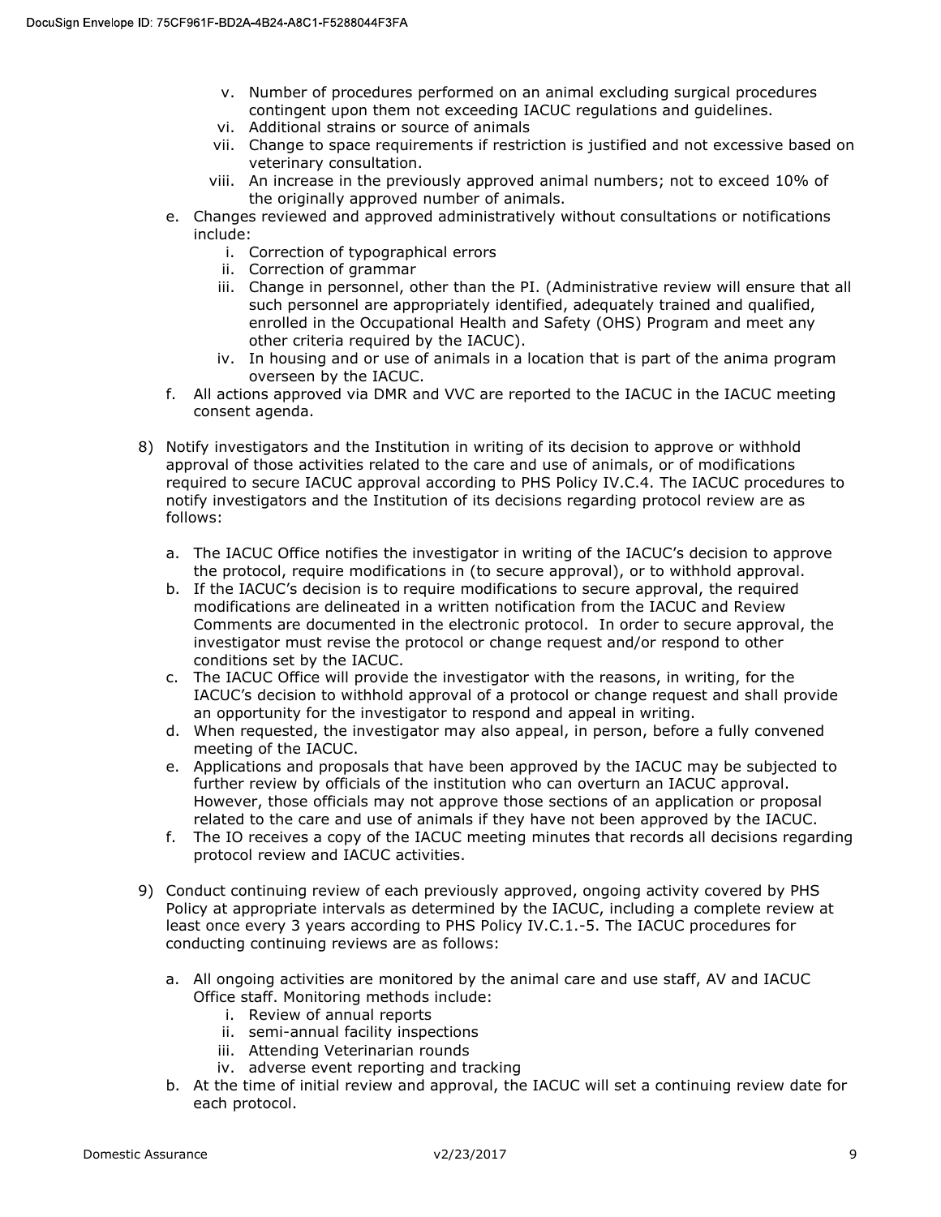v. Number of procedures performed on an animal excluding surgical procedures contingent upon them not exceeding IACUC regulations and guidelines.
vi. Additional strains or source of animals
vii. Change to space requirements if restriction is justified and not excessive based on veterinary consultation.
viii. An increase in the previously approved animal numbers; not to exceed 10% of the originally approved number of animals.

e. Changes reviewed and approved administratively without consultations or notifications include:
   i. Correction of typographical errors
   ii. Correction of grammar
   iii. Change in personnel, other than the PI. (Administrative review will ensure that all such personnel are appropriately identified, adequately trained and qualified, enrolled in the Occupational Health and Safety (OHS) Program and meet any other criteria required by the IACUC).
   iv. In housing and or use of animals in a location that is part of the anima program overseen by the IACUC.

f. All actions approved via DMR and VVC are reported to the IACUC in the IACUC meeting consent agenda.

8) Notify investigators and the Institution in writing of its decision to approve or withhold approval of those activities related to the care and use of animals, or of modifications required to secure IACUC approval according to PHS Policy IV.C.4. The IACUC procedures to notify investigators and the Institution of its decisions regarding protocol review are as follows:

   a. The IACUC Office notifies the investigator in writing of the IACUC's decision to approve the protocol, require modifications in (to secure approval), or to withhold approval.
   b. If the IACUC's decision is to require modifications to secure approval, the required modifications are delineated in a written notification from the IACUC and Review Comments are documented in the electronic protocol. In order to secure approval, the investigator must revise the protocol or change request and/or respond to other conditions set by the IACUC.
   c. The IACUC Office will provide the investigator with the reasons, in writing, for the IACUC's decision to withhold approval of a protocol or change request and shall provide an opportunity for the investigator to respond and appeal in writing.
   d. When requested, the investigator may also appeal, in person, before a fully convened meeting of the IACUC.
   e. Applications and proposals that have been approved by the IACUC may be subjected to further review by officials of the institution who can overturn an IACUC approval. However, those officials may not approve those sections of an application or proposal related to the care and use of animals if they have not been approved by the IACUC.
   f. The IO receives a copy of the IACUC meeting minutes that records all decisions regarding protocol review and IACUC activities.

9) Conduct continuing review of each previously approved, ongoing activity covered by PHS Policy at appropriate intervals as determined by the IACUC, including a complete review at least once every 3 years according to PHS Policy IV.C.1.-5. The IACUC procedures for conducting continuing reviews are as follows:

   a. All ongoing activities are monitored by the animal care and use staff, AV and IACUC Office staff. Monitoring methods include:
      i. Review of annual reports
      ii. semi-annual facility inspections
      iii. Attending Veterinarian rounds
      iv. adverse event reporting and tracking
   b. At the time of initial review and approval, the IACUC will set a continuing review date for each protocol.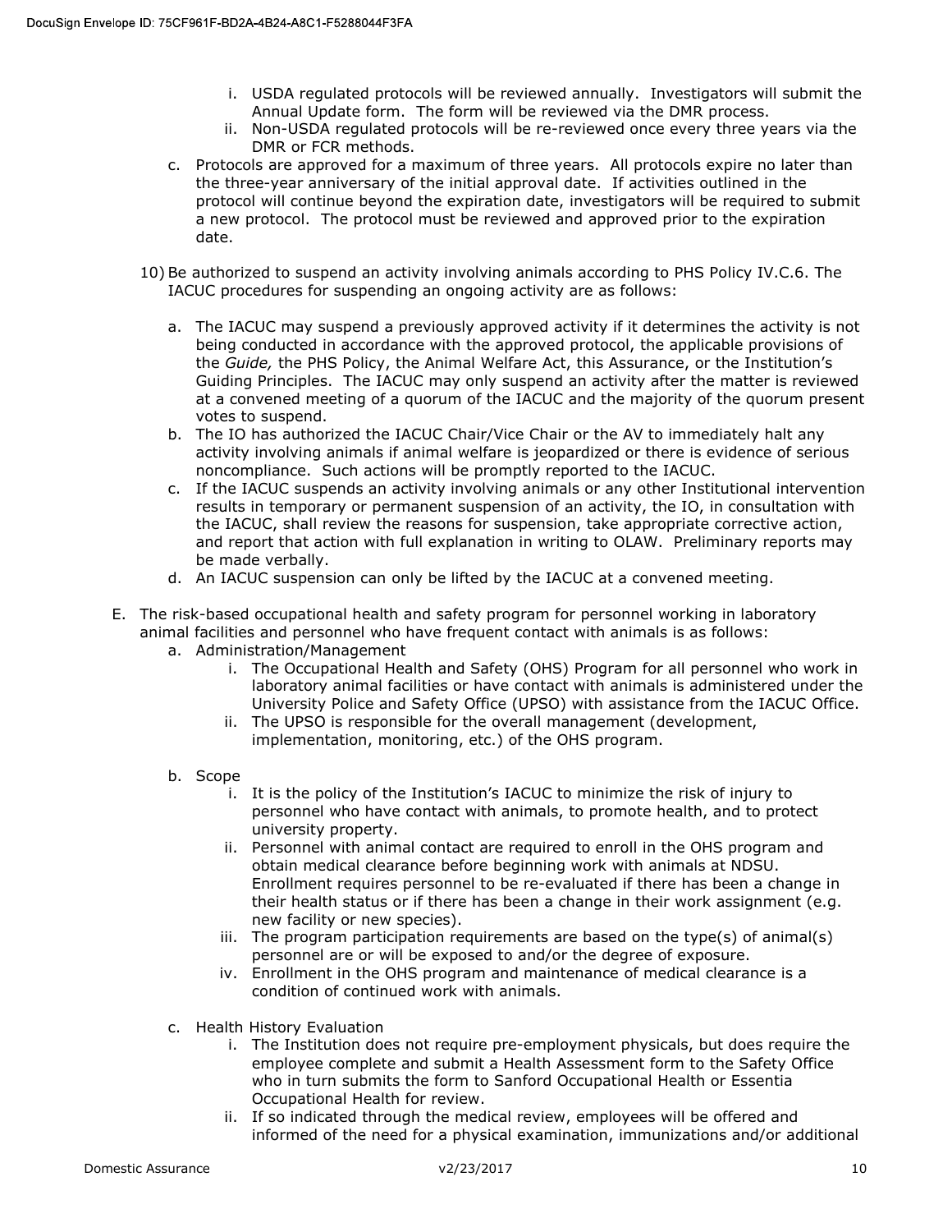i. USDA regulated protocols will be reviewed annually. Investigators will submit the Annual Update form. The form will be reviewed via the DMR process.
   ii. Non-USDA regulated protocols will be re-reviewed once every three years via the DMR or FCR methods.

c. Protocols are approved for a maximum of three years. All protocols expire no later than the three-year anniversary of the initial approval date. If activities outlined in the protocol will continue beyond the expiration date, investigators will be required to submit a new protocol. The protocol must be reviewed and approved prior to the expiration date.

10) Be authorized to suspend an activity involving animals according to PHS Policy IV.C.6. The IACUC procedures for suspending an ongoing activity are as follows:

   a. The IACUC may suspend a previously approved activity if it determines the activity is not being conducted in accordance with the approved protocol, the applicable provisions of the *Guide,* the PHS Policy, the Animal Welfare Act, this Assurance, or the Institution's Guiding Principles. The IACUC may only suspend an activity after the matter is reviewed at a convened meeting of a quorum of the IACUC and the majority of the quorum present votes to suspend.
   b. The IO has authorized the IACUC Chair/Vice Chair or the AV to immediately halt any activity involving animals if animal welfare is jeopardized or there is evidence of serious noncompliance. Such actions will be promptly reported to the IACUC.
   c. If the IACUC suspends an activity involving animals or any other Institutional intervention results in temporary or permanent suspension of an activity, the IO, in consultation with the IACUC, shall review the reasons for suspension, take appropriate corrective action, and report that action with full explanation in writing to OLAW. Preliminary reports may be made verbally.
   d. An IACUC suspension can only be lifted by the IACUC at a convened meeting.

E. The risk-based occupational health and safety program for personnel working in laboratory animal facilities and personnel who have frequent contact with animals is as follows:

   a. Administration/Management
      i. The Occupational Health and Safety (OHS) Program for all personnel who work in laboratory animal facilities or have contact with animals is administered under the University Police and Safety Office (UPSO) with assistance from the IACUC Office.
      ii. The UPSO is responsible for the overall management (development, implementation, monitoring, etc.) of the OHS program.

   b. Scope
      i. It is the policy of the Institution's IACUC to minimize the risk of injury to personnel who have contact with animals, to promote health, and to protect university property.
      ii. Personnel with animal contact are required to enroll in the OHS program and obtain medical clearance before beginning work with animals at NDSU. Enrollment requires personnel to be re-evaluated if there has been a change in their health status or if there has been a change in their work assignment (e.g. new facility or new species).
      iii. The program participation requirements are based on the type(s) of animal(s) personnel are or will be exposed to and/or the degree of exposure.
      iv. Enrollment in the OHS program and maintenance of medical clearance is a condition of continued work with animals.

   c. Health History Evaluation
      i. The Institution does not require pre-employment physicals, but does require the employee complete and submit a Health Assessment form to the Safety Office who in turn submits the form to Sanford Occupational Health or Essentia Occupational Health for review.
      ii. If so indicated through the medical review, employees will be offered and informed of the need for a physical examination, immunizations and/or additional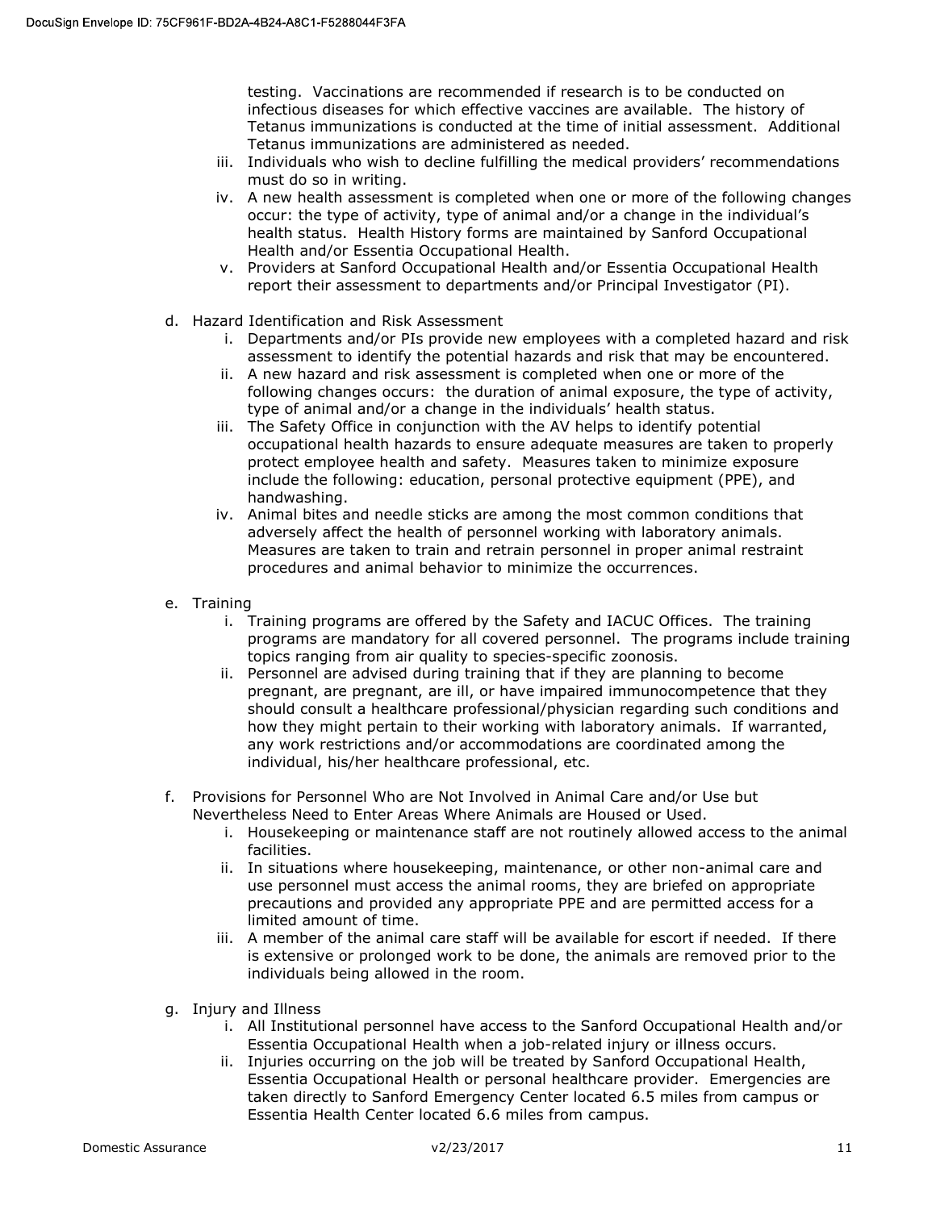testing. Vaccinations are recommended if research is to be conducted on infectious diseases for which effective vaccines are available. The history of Tetanus immunizations is conducted at the time of initial assessment. Additional Tetanus immunizations are administered as needed.

iii. Individuals who wish to decline fulfilling the medical providers' recommendations must do so in writing.

iv. A new health assessment is completed when one or more of the following changes occur: the type of activity, type of animal and/or a change in the individual's health status. Health History forms are maintained by Sanford Occupational Health and/or Essentia Occupational Health.

v. Providers at Sanford Occupational Health and/or Essentia Occupational Health report their assessment to departments and/or Principal Investigator (PI).

d. Hazard Identification and Risk Assessment

i. Departments and/or PIs provide new employees with a completed hazard and risk assessment to identify the potential hazards and risk that may be encountered.

ii. A new hazard and risk assessment is completed when one or more of the following changes occurs: the duration of animal exposure, the type of activity, type of animal and/or a change in the individuals' health status.

iii. The Safety Office in conjunction with the AV helps to identify potential occupational health hazards to ensure adequate measures are taken to properly protect employee health and safety. Measures taken to minimize exposure include the following: education, personal protective equipment (PPE), and handwashing.

iv. Animal bites and needle sticks are among the most common conditions that adversely affect the health of personnel working with laboratory animals. Measures are taken to train and retrain personnel in proper animal restraint procedures and animal behavior to minimize the occurrences.

e. Training

i. Training programs are offered by the Safety and IACUC Offices. The training programs are mandatory for all covered personnel. The programs include training topics ranging from air quality to species-specific zoonosis.

ii. Personnel are advised during training that if they are planning to become pregnant, are pregnant, are ill, or have impaired immunocompetence that they should consult a healthcare professional/physician regarding such conditions and how they might pertain to their working with laboratory animals. If warranted, any work restrictions and/or accommodations are coordinated among the individual, his/her healthcare professional, etc.

f. Provisions for Personnel Who are Not Involved in Animal Care and/or Use but Nevertheless Need to Enter Areas Where Animals are Housed or Used.

i. Housekeeping or maintenance staff are not routinely allowed access to the animal facilities.

ii. In situations where housekeeping, maintenance, or other non-animal care and use personnel must access the animal rooms, they are briefed on appropriate precautions and provided any appropriate PPE and are permitted access for a limited amount of time.

iii. A member of the animal care staff will be available for escort if needed. If there is extensive or prolonged work to be done, the animals are removed prior to the individuals being allowed in the room.

g. Injury and Illness

i. All Institutional personnel have access to the Sanford Occupational Health and/or Essentia Occupational Health when a job-related injury or illness occurs.

ii. Injuries occurring on the job will be treated by Sanford Occupational Health, Essentia Occupational Health or personal healthcare provider. Emergencies are taken directly to Sanford Emergency Center located 6.5 miles from campus or Essentia Health Center located 6.6 miles from campus.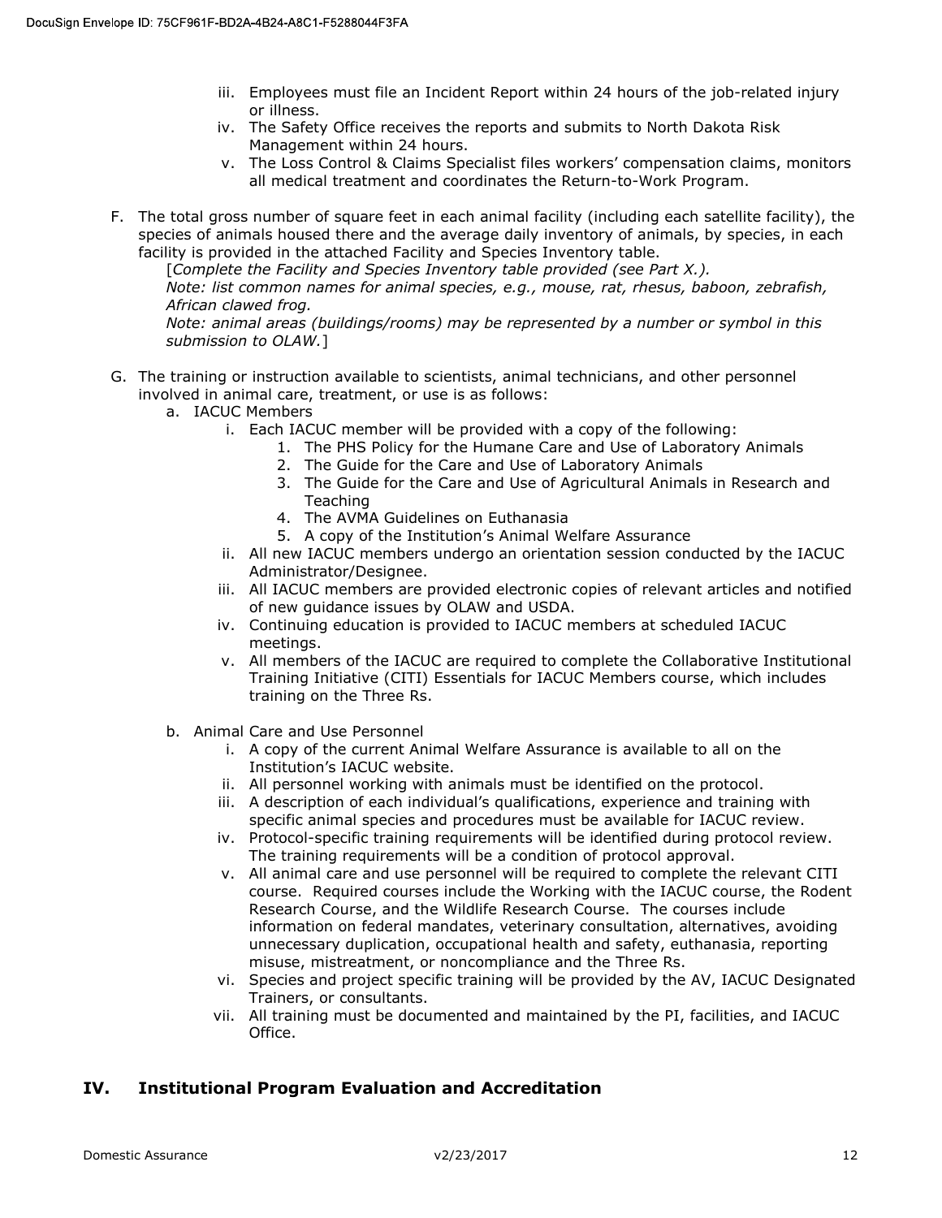iii. Employees must file an Incident Report within 24 hours of the job-related injury or illness.
iv. The Safety Office receives the reports and submits to North Dakota Risk Management within 24 hours.
v. The Loss Control & Claims Specialist files workers' compensation claims, monitors all medical treatment and coordinates the Return-to-Work Program.

F. The total gross number of square feet in each animal facility (including each satellite facility), the species of animals housed there and the average daily inventory of animals, by species, in each facility is provided in the attached Facility and Species Inventory table.
[*Complete the Facility and Species Inventory table provided (see Part X.).*
*Note: list common names for animal species, e.g., mouse, rat, rhesus, baboon, zebrafish, African clawed frog.*
*Note: animal areas (buildings/rooms) may be represented by a number or symbol in this submission to OLAW.*]

G. The training or instruction available to scientists, animal technicians, and other personnel involved in animal care, treatment, or use is as follows:
   a. IACUC Members
      i. Each IACUC member will be provided with a copy of the following:
         1. The PHS Policy for the Humane Care and Use of Laboratory Animals
         2. The Guide for the Care and Use of Laboratory Animals
         3. The Guide for the Care and Use of Agricultural Animals in Research and Teaching
         4. The AVMA Guidelines on Euthanasia
         5. A copy of the Institution's Animal Welfare Assurance
      ii. All new IACUC members undergo an orientation session conducted by the IACUC Administrator/Designee.
      iii. All IACUC members are provided electronic copies of relevant articles and notified of new guidance issues by OLAW and USDA.
      iv. Continuing education is provided to IACUC members at scheduled IACUC meetings.
      v. All members of the IACUC are required to complete the Collaborative Institutional Training Initiative (CITI) Essentials for IACUC Members course, which includes training on the Three Rs.

   b. Animal Care and Use Personnel
      i. A copy of the current Animal Welfare Assurance is available to all on the Institution's IACUC website.
      ii. All personnel working with animals must be identified on the protocol.
      iii. A description of each individual's qualifications, experience and training with specific animal species and procedures must be available for IACUC review.
      iv. Protocol-specific training requirements will be identified during protocol review. The training requirements will be a condition of protocol approval.
      v. All animal care and use personnel will be required to complete the relevant CITI course. Required courses include the Working with the IACUC course, the Rodent Research Course, and the Wildlife Research Course. The courses include information on federal mandates, veterinary consultation, alternatives, avoiding unnecessary duplication, occupational health and safety, euthanasia, reporting misuse, mistreatment, or noncompliance and the Three Rs.
      vi. Species and project specific training will be provided by the AV, IACUC Designated Trainers, or consultants.
      vii. All training must be documented and maintained by the PI, facilities, and IACUC Office.

## IV. Institutional Program Evaluation and Accreditation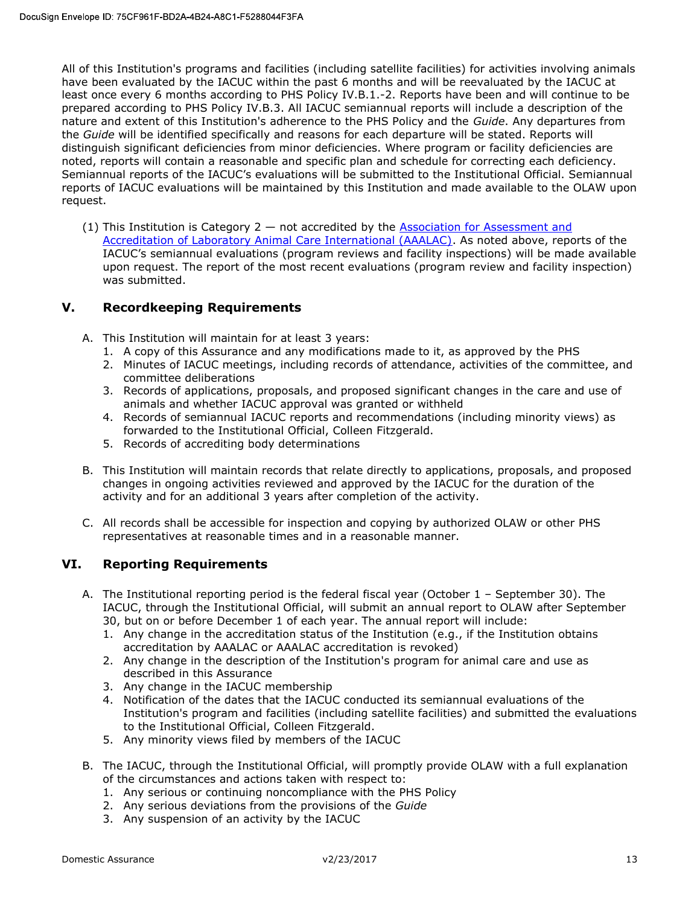All of this Institution's programs and facilities (including satellite facilities) for activities involving animals have been evaluated by the IACUC within the past 6 months and will be reevaluated by the IACUC at least once every 6 months according to PHS Policy IV.B.1.-2. Reports have been and will continue to be prepared according to PHS Policy IV.B.3. All IACUC semiannual reports will include a description of the nature and extent of this Institution's adherence to the PHS Policy and the *Guide*. Any departures from the *Guide* will be identified specifically and reasons for each departure will be stated. Reports will distinguish significant deficiencies from minor deficiencies. Where program or facility deficiencies are noted, reports will contain a reasonable and specific plan and schedule for correcting each deficiency. Semiannual reports of the IACUC's evaluations will be submitted to the Institutional Official. Semiannual reports of IACUC evaluations will be maintained by this Institution and made available to the OLAW upon request.

(1) This Institution is Category 2 — not accredited by the [Association for Assessment and Accreditation of Laboratory Animal Care International (AAALAC)](). As noted above, reports of the IACUC's semiannual evaluations (program reviews and facility inspections) will be made available upon request. The report of the most recent evaluations (program review and facility inspection) was submitted.

## V. Recordkeeping Requirements

A. This Institution will maintain for at least 3 years:
   1. A copy of this Assurance and any modifications made to it, as approved by the PHS
   2. Minutes of IACUC meetings, including records of attendance, activities of the committee, and committee deliberations
   3. Records of applications, proposals, and proposed significant changes in the care and use of animals and whether IACUC approval was granted or withheld
   4. Records of semiannual IACUC reports and recommendations (including minority views) as forwarded to the Institutional Official, Colleen Fitzgerald.
   5. Records of accrediting body determinations

B. This Institution will maintain records that relate directly to applications, proposals, and proposed changes in ongoing activities reviewed and approved by the IACUC for the duration of the activity and for an additional 3 years after completion of the activity.

C. All records shall be accessible for inspection and copying by authorized OLAW or other PHS representatives at reasonable times and in a reasonable manner.

## VI. Reporting Requirements

A. The Institutional reporting period is the federal fiscal year (October 1 – September 30). The IACUC, through the Institutional Official, will submit an annual report to OLAW after September 30, but on or before December 1 of each year. The annual report will include:
   1. Any change in the accreditation status of the Institution (e.g., if the Institution obtains accreditation by AAALAC or AAALAC accreditation is revoked)
   2. Any change in the description of the Institution's program for animal care and use as described in this Assurance
   3. Any change in the IACUC membership
   4. Notification of the dates that the IACUC conducted its semiannual evaluations of the Institution's program and facilities (including satellite facilities) and submitted the evaluations to the Institutional Official, Colleen Fitzgerald.
   5. Any minority views filed by members of the IACUC

B. The IACUC, through the Institutional Official, will promptly provide OLAW with a full explanation of the circumstances and actions taken with respect to:
   1. Any serious or continuing noncompliance with the PHS Policy
   2. Any serious deviations from the provisions of the *Guide*
   3. Any suspension of an activity by the IACUC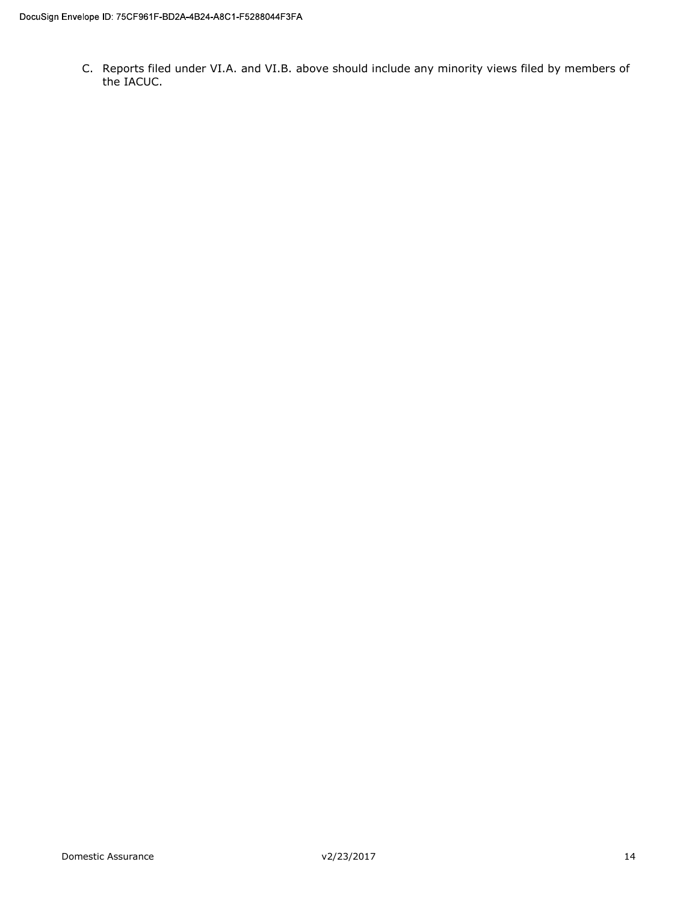C. Reports filed under VI.A. and VI.B. above should include any minority views filed by members of the IACUC.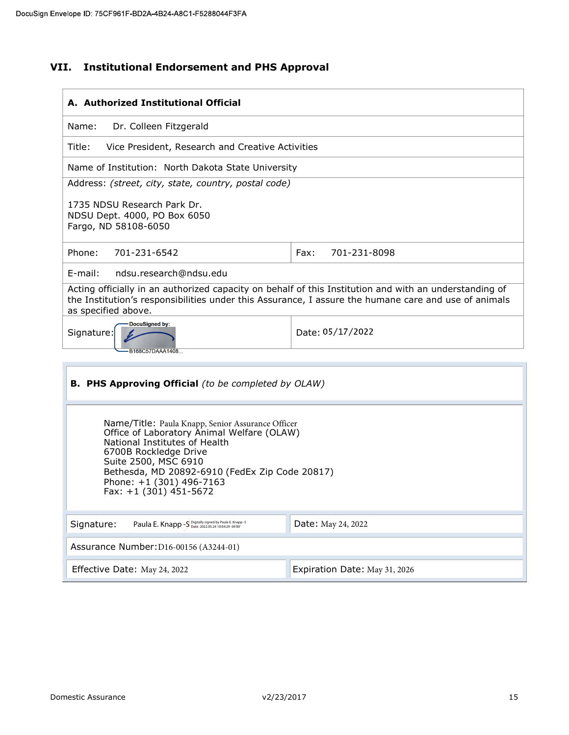## VII. Institutional Endorsement and PHS Approval

| **A. Authorized Institutional Official** | |
|---|---|
| Name: Dr. Colleen Fitzgerald | |
| Title: Vice President, Research and Creative Activities | |
| Name of Institution: North Dakota State University | |
| Address: *(street, city, state, country, postal code)*<br><br>1735 NDSU Research Park Dr.<br>NDSU Dept. 4000, PO Box 6050<br>Fargo, ND 58108-6050 | |
| Phone: 701-231-6542 | Fax: 701-231-8098 |
| E-mail: ndsu.research@ndsu.edu | |
| Acting officially in an authorized capacity on behalf of this Institution and with an understanding of the Institution's responsibilities under this Assurance, I assure the humane care and use of animals as specified above. | |
| Signature: DocuSigned by: B168C57DAAA1408... | Date: 05/17/2022 |

| **B. PHS Approving Official** *(to be completed by OLAW)* | |
|---|---|
| Name/Title: Paula Knapp, Senior Assurance Officer<br>Office of Laboratory Animal Welfare (OLAW)<br>National Institutes of Health<br>6700B Rockledge Drive<br>Suite 2500, MSC 6910<br>Bethesda, MD 20892-6910 (FedEx Zip Code 20817)<br>Phone: +1 (301) 496-7163<br>Fax: +1 (301) 451-5672 | |
| Signature: Paula E. Knapp -S (Digitally signed by Paula E. Knapp -S Date: 2022.05.24 10:04:29 -04'00') | Date: May 24, 2022 |
| Assurance Number: D16-00156 (A3244-01) | |
| Effective Date: May 24, 2022 | Expiration Date: May 31, 2026 |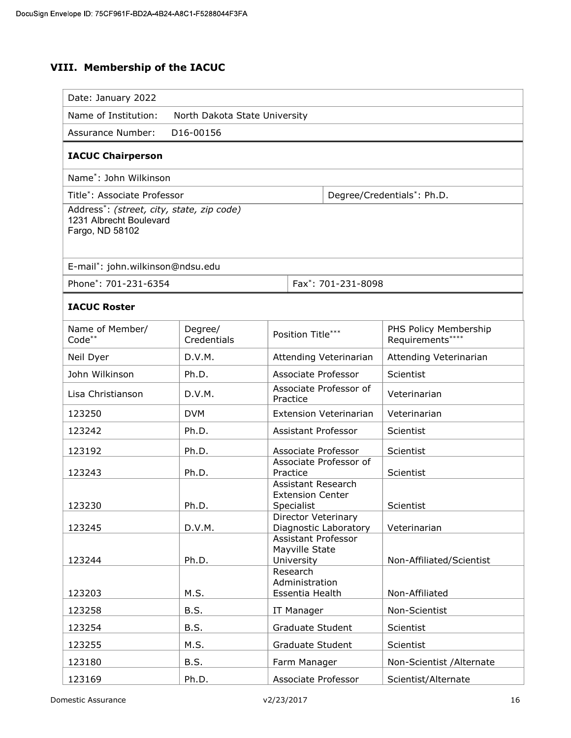DocuSign Envelope ID: 75CF961F-BD2A-4B24-A8C1-F5288044F3FA

## VIII. Membership of the IACUC

| | |
|---|---|
| Date: January 2022 | |
| Name of Institution: North Dakota State University | |
| Assurance Number: D16-00156 | |

### IACUC Chairperson

| | |
|---|---|
| Name*: John Wilkinson | |
| Title*: Associate Professor | Degree/Credentials*: Ph.D. |
| Address*: *(street, city, state, zip code)*<br>1231 Albrecht Boulevard<br>Fargo, ND 58102 | |
| E-mail*: john.wilkinson@ndsu.edu | |
| Phone*: 701-231-6354 | Fax*: 701-231-8098 |

### IACUC Roster

| Name of Member/ Code** | Degree/ Credentials | Position Title*** | PHS Policy Membership Requirements**** |
|---|---|---|---|
| Neil Dyer | D.V.M. | Attending Veterinarian | Attending Veterinarian |
| John Wilkinson | Ph.D. | Associate Professor | Scientist |
| Lisa Christianson | D.V.M. | Associate Professor of Practice | Veterinarian |
| 123250 | DVM | Extension Veterinarian | Veterinarian |
| 123242 | Ph.D. | Assistant Professor | Scientist |
| 123192 | Ph.D. | Associate Professor | Scientist |
| 123243 | Ph.D. | Associate Professor of Practice | Scientist |
| 123230 | Ph.D. | Assistant Research Extension Center Specialist | Scientist |
| 123245 | D.V.M. | Director Veterinary Diagnostic Laboratory | Veterinarian |
| 123244 | Ph.D. | Assistant Professor Mayville State University | Non-Affiliated/Scientist |
| 123203 | M.S. | Research Administration Essentia Health | Non-Affiliated |
| 123258 | B.S. | IT Manager | Non-Scientist |
| 123254 | B.S. | Graduate Student | Scientist |
| 123255 | M.S. | Graduate Student | Scientist |
| 123180 | B.S. | Farm Manager | Non-Scientist /Alternate |
| 123169 | Ph.D. | Associate Professor | Scientist/Alternate |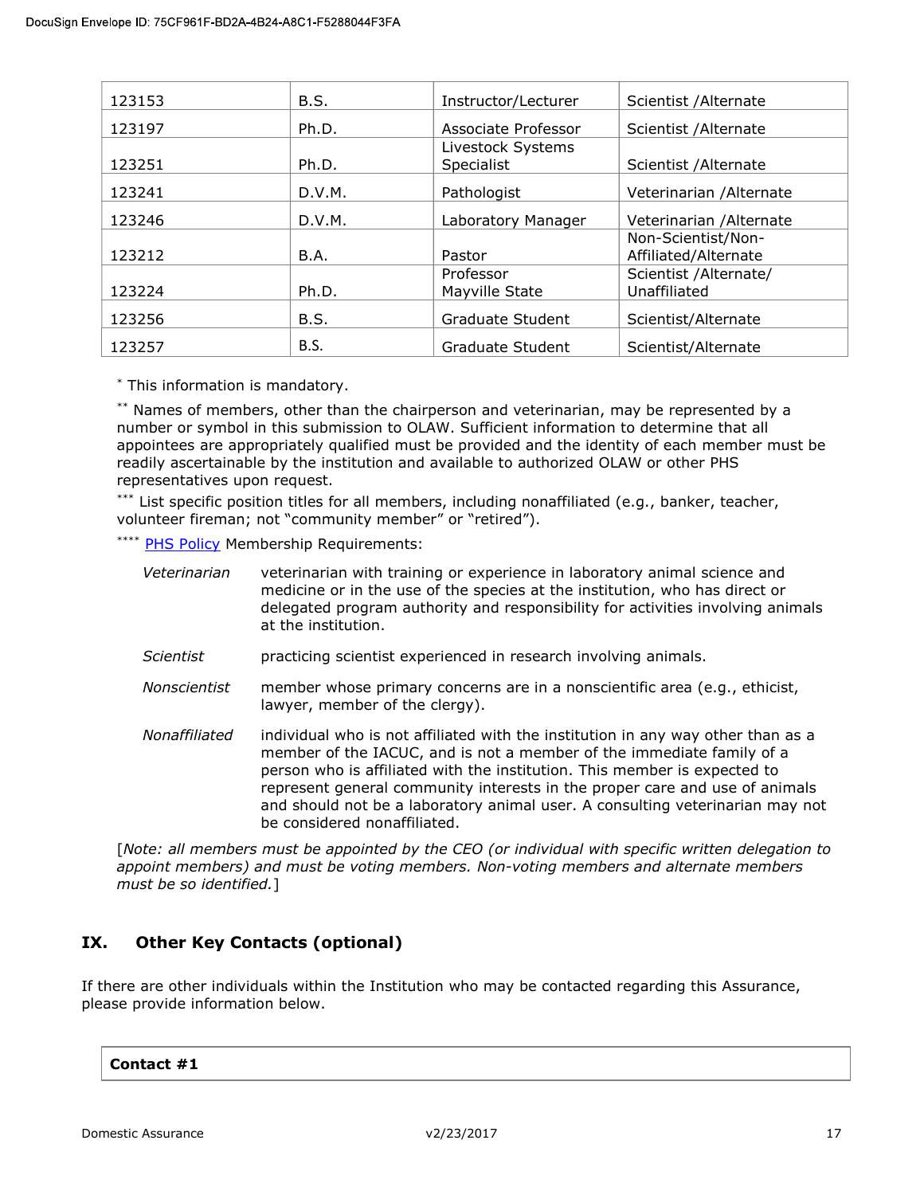| | | | |
|---|---|---|---|
| 123153 | B.S. | Instructor/Lecturer | Scientist /Alternate |
| 123197 | Ph.D. | Associate Professor | Scientist /Alternate |
| 123251 | Ph.D. | Livestock Systems Specialist | Scientist /Alternate |
| 123241 | D.V.M. | Pathologist | Veterinarian /Alternate |
| 123246 | D.V.M. | Laboratory Manager | Veterinarian /Alternate |
| 123212 | B.A. | Pastor | Non-Scientist/Non-Affiliated/Alternate |
| 123224 | Ph.D. | Professor Mayville State | Scientist /Alternate/ Unaffiliated |
| 123256 | B.S. | Graduate Student | Scientist/Alternate |
| 123257 | B.S. | Graduate Student | Scientist/Alternate |

* This information is mandatory.

** Names of members, other than the chairperson and veterinarian, may be represented by a number or symbol in this submission to OLAW. Sufficient information to determine that all appointees are appropriately qualified must be provided and the identity of each member must be readily ascertainable by the institution and available to authorized OLAW or other PHS representatives upon request.

*** List specific position titles for all members, including nonaffiliated (e.g., banker, teacher, volunteer fireman; not "community member" or "retired").

**** PHS Policy Membership Requirements:

*Veterinarian* — veterinarian with training or experience in laboratory animal science and medicine or in the use of the species at the institution, who has direct or delegated program authority and responsibility for activities involving animals at the institution.

*Scientist* — practicing scientist experienced in research involving animals.

*Nonscientist* — member whose primary concerns are in a nonscientific area (e.g., ethicist, lawyer, member of the clergy).

*Nonaffiliated* — individual who is not affiliated with the institution in any way other than as a member of the IACUC, and is not a member of the immediate family of a person who is affiliated with the institution. This member is expected to represent general community interests in the proper care and use of animals and should not be a laboratory animal user. A consulting veterinarian may not be considered nonaffiliated.

[*Note: all members must be appointed by the CEO (or individual with specific written delegation to appoint members) and must be voting members. Non-voting members and alternate members must be so identified.*]

## IX. Other Key Contacts (optional)

If there are other individuals within the Institution who may be contacted regarding this Assurance, please provide information below.

| **Contact #1** |
|---|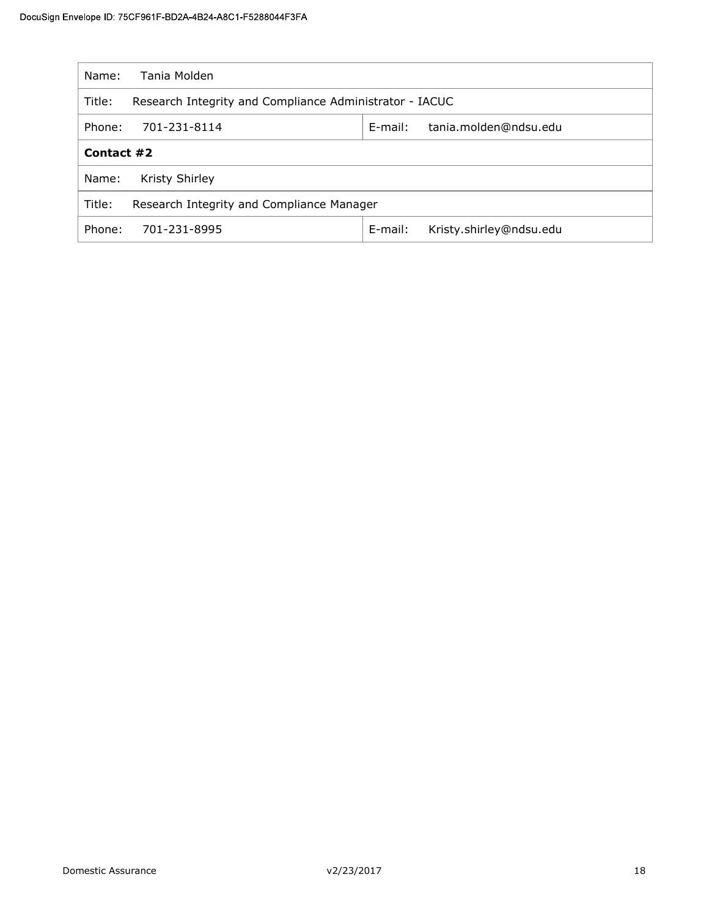| Name: Tania Molden | |
|---|---|
| Title: Research Integrity and Compliance Administrator - IACUC | |
| Phone: 701-231-8114 | E-mail: tania.molden@ndsu.edu |
| **Contact #2** | |
| Name: Kristy Shirley | |
| Title: Research Integrity and Compliance Manager | |
| Phone: 701-231-8995 | E-mail: Kristy.shirley@ndsu.edu |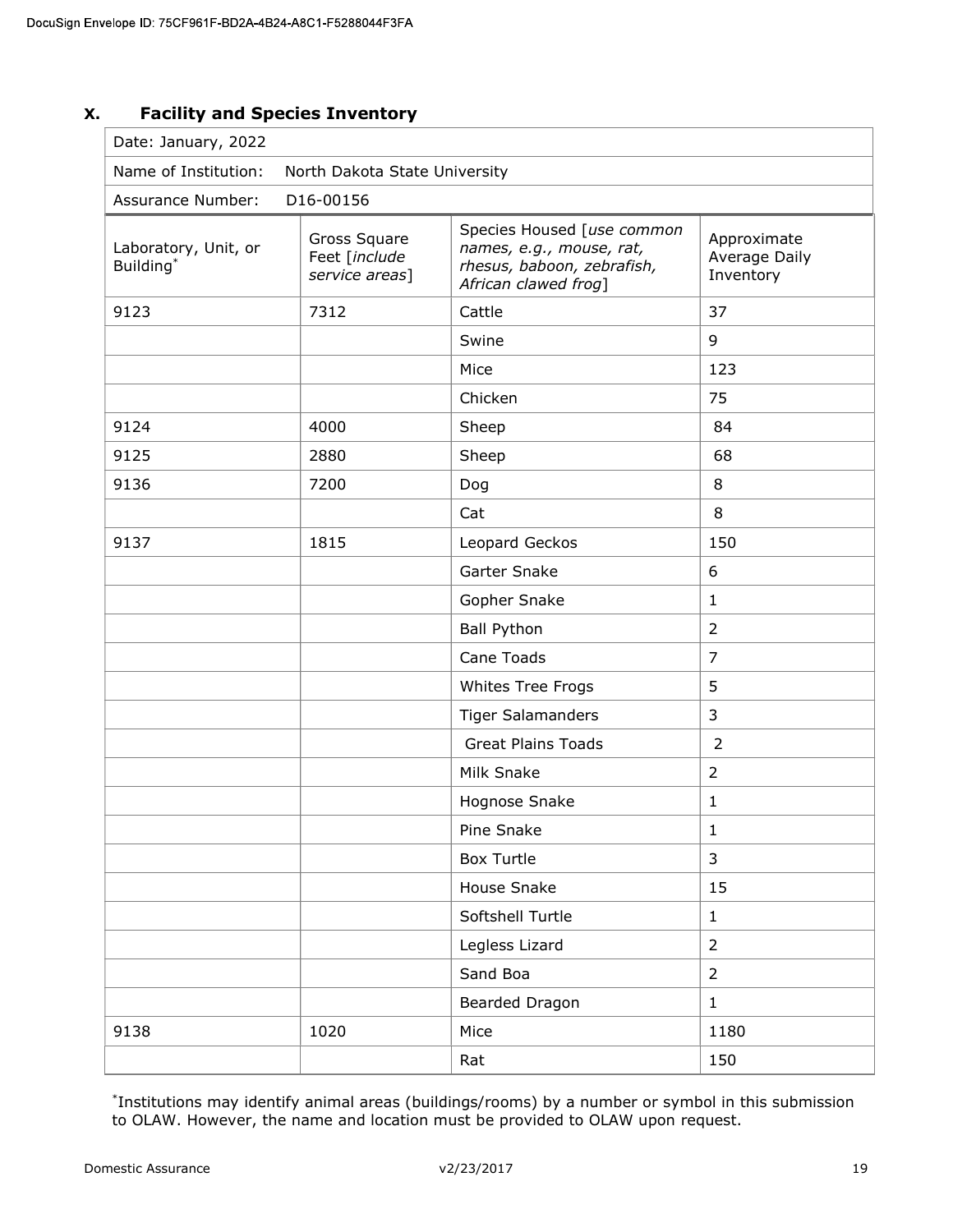DocuSign Envelope ID: 75CF961F-BD2A-4B24-A8C1-F5288044F3FA

## X. Facility and Species Inventory

Date: January, 2022

Name of Institution: North Dakota State University

Assurance Number: D16-00156

| Laboratory, Unit, or Building* | Gross Square Feet [*include service areas*] | Species Housed [*use common names, e.g., mouse, rat, rhesus, baboon, zebrafish, African clawed frog*] | Approximate Average Daily Inventory |
|---|---|---|---|
| 9123 | 7312 | Cattle | 37 |
| | | Swine | 9 |
| | | Mice | 123 |
| | | Chicken | 75 |
| 9124 | 4000 | Sheep | 84 |
| 9125 | 2880 | Sheep | 68 |
| 9136 | 7200 | Dog | 8 |
| | | Cat | 8 |
| 9137 | 1815 | Leopard Geckos | 150 |
| | | Garter Snake | 6 |
| | | Gopher Snake | 1 |
| | | Ball Python | 2 |
| | | Cane Toads | 7 |
| | | Whites Tree Frogs | 5 |
| | | Tiger Salamanders | 3 |
| | | Great Plains Toads | 2 |
| | | Milk Snake | 2 |
| | | Hognose Snake | 1 |
| | | Pine Snake | 1 |
| | | Box Turtle | 3 |
| | | House Snake | 15 |
| | | Softshell Turtle | 1 |
| | | Legless Lizard | 2 |
| | | Sand Boa | 2 |
| | | Bearded Dragon | 1 |
| 9138 | 1020 | Mice | 1180 |
| | | Rat | 150 |

*Institutions may identify animal areas (buildings/rooms) by a number or symbol in this submission to OLAW. However, the name and location must be provided to OLAW upon request.

Domestic Assurance v2/23/2017